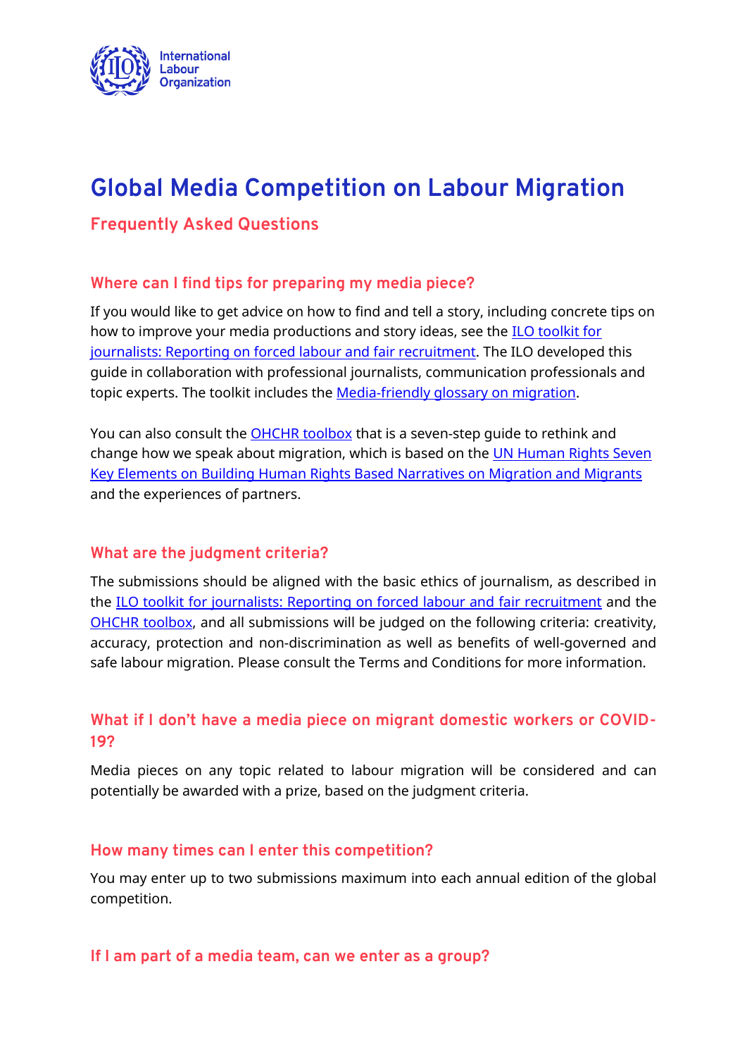# Global Media Competition on Labour Migration

## Frequently Asked Questions

### Where can I find tips for preparing my media piece?

If you would like to get advice on how to find and tell a story, including concrete tips on how to improve your media productions and story ideas, see the [ILO toolkit for journalists: Reporting on forced labour and fair recruitment](). The ILO developed this guide in collaboration with professional journalists, communication professionals and topic experts. The toolkit includes the [Media-friendly glossary on migration]().

You can also consult the [OHCHR toolbox]() that is a seven-step guide to rethink and change how we speak about migration, which is based on the [UN Human Rights Seven Key Elements on Building Human Rights Based Narratives on Migration and Migrants]() and the experiences of partners.

### What are the judgment criteria?

The submissions should be aligned with the basic ethics of journalism, as described in the [ILO toolkit for journalists: Reporting on forced labour and fair recruitment]() and the [OHCHR toolbox](), and all submissions will be judged on the following criteria: creativity, accuracy, protection and non-discrimination as well as benefits of well-governed and safe labour migration. Please consult the Terms and Conditions for more information.

### What if I don't have a media piece on migrant domestic workers or COVID-19?

Media pieces on any topic related to labour migration will be considered and can potentially be awarded with a prize, based on the judgment criteria.

### How many times can I enter this competition?

You may enter up to two submissions maximum into each annual edition of the global competition.

### If I am part of a media team, can we enter as a group?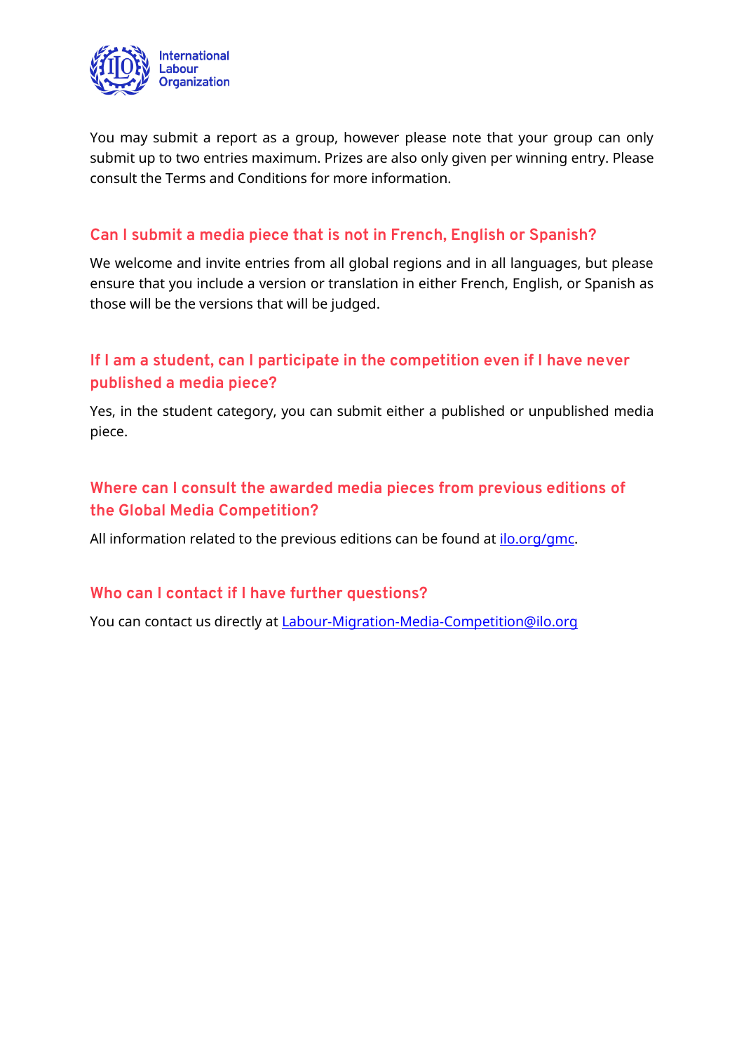You may submit a report as a group, however please note that your group can only submit up to two entries maximum. Prizes are also only given per winning entry. Please consult the Terms and Conditions for more information.

### Can I submit a media piece that is not in French, English or Spanish?

We welcome and invite entries from all global regions and in all languages, but please ensure that you include a version or translation in either French, English, or Spanish as those will be the versions that will be judged.

### If I am a student, can I participate in the competition even if I have never published a media piece?

Yes, in the student category, you can submit either a published or unpublished media piece.

### Where can I consult the awarded media pieces from previous editions of the Global Media Competition?

All information related to the previous editions can be found at [ilo.org/gmc](ilo.org/gmc).

### Who can I contact if I have further questions?

You can contact us directly at [Labour-Migration-Media-Competition@ilo.org](mailto:Labour-Migration-Media-Competition@ilo.org)